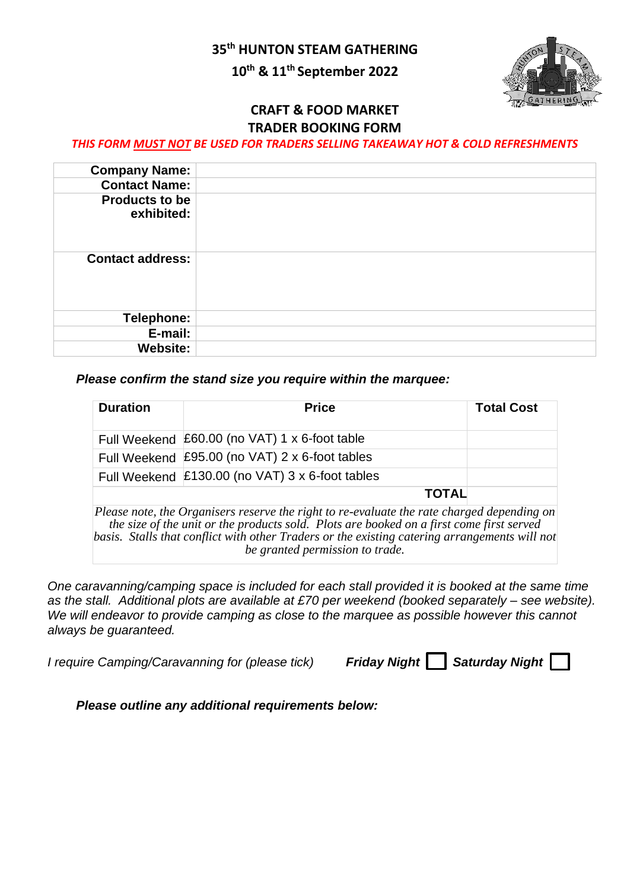## 35th HUNTON STEAM GATHERING

## 10th & 11th September 2022

### CRAFT & FOOD MARKET
### TRADER BOOKING FORM

***THIS FORM MUST NOT BE USED FOR TRADERS SELLING TAKEAWAY HOT & COLD REFRESHMENTS***

| | |
|---|---|
| **Company Name:** | |
| **Contact Name:** | |
| **Products to be exhibited:** | |
| **Contact address:** | |
| **Telephone:** | |
| **E-mail:** | |
| **Website:** | |

***Please confirm the stand size you require within the marquee:***

| Duration | Price | Total Cost |
|---|---|---|
| Full Weekend | £60.00 (no VAT) 1 x 6-foot table | |
| Full Weekend | £95.00 (no VAT) 2 x 6-foot tables | |
| Full Weekend | £130.00 (no VAT) 3 x 6-foot tables | |
| | **TOTAL** | |

*Please note, the Organisers reserve the right to re-evaluate the rate charged depending on the size of the unit or the products sold. Plots are booked on a first come first served basis. Stalls that conflict with other Traders or the existing catering arrangements will not be granted permission to trade.*

*One caravanning/camping space is included for each stall provided it is booked at the same time as the stall. Additional plots are available at £70 per weekend (booked separately – see website). We will endeavor to provide camping as close to the marquee as possible however this cannot always be guaranteed.*

*I require Camping/Caravanning for (please tick)* ***Friday Night*** ☐ ***Saturday Night*** ☐

***Please outline any additional requirements below:***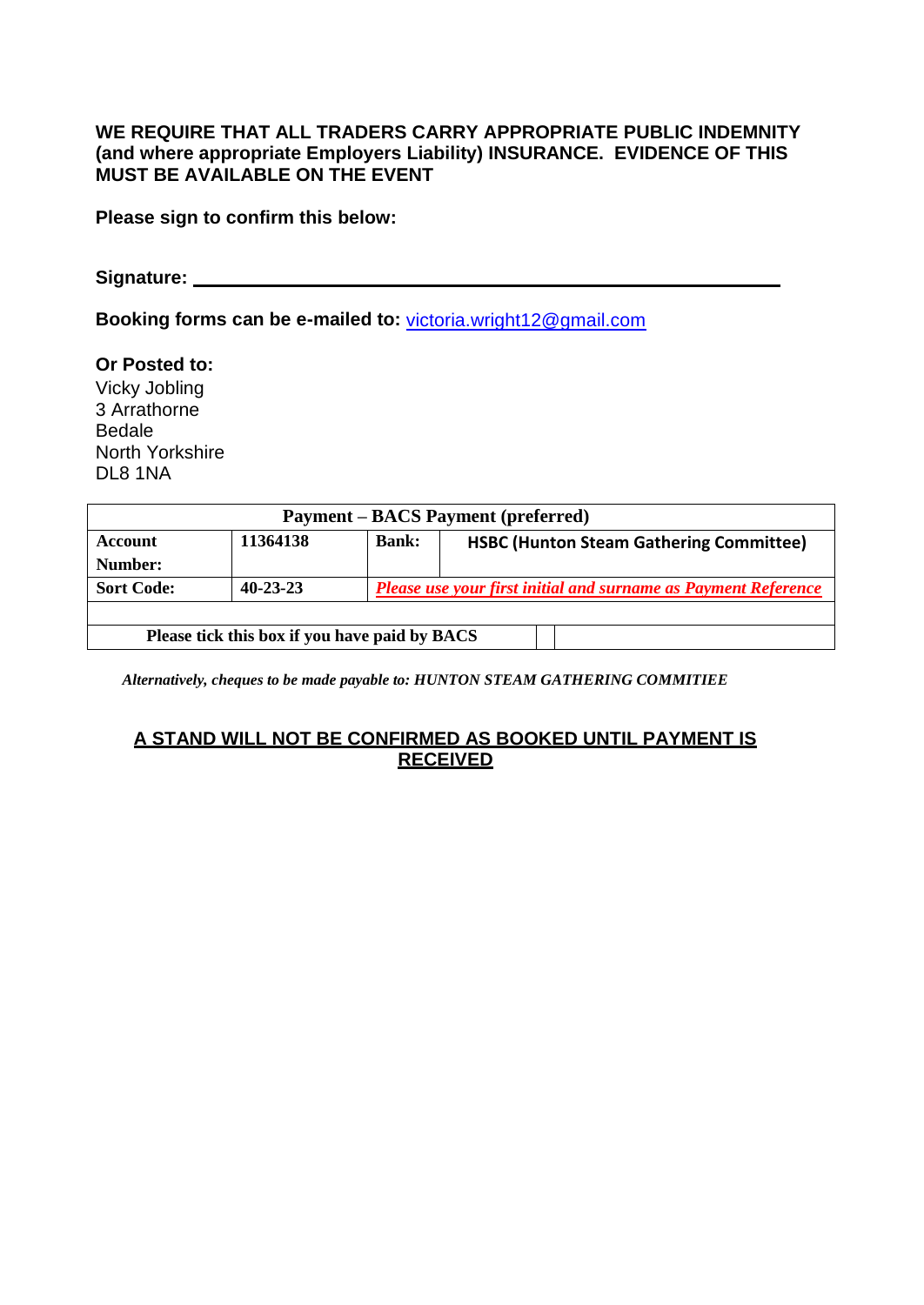**WE REQUIRE THAT ALL TRADERS CARRY APPROPRIATE PUBLIC INDEMNITY (and where appropriate Employers Liability) INSURANCE. EVIDENCE OF THIS MUST BE AVAILABLE ON THE EVENT**

**Please sign to confirm this below:**

**Signature:** ____________________________________________

**Booking forms can be e-mailed to:** victoria.wright12@gmail.com

**Or Posted to:**
Vicky Jobling
3 Arrathorne
Bedale
North Yorkshire
DL8 1NA

| Payment – BACS Payment (preferred) | | | |
|---|---|---|---|
| **Account Number:** | **11364138** | **Bank:** | **HSBC (Hunton Steam Gathering Committee)** |
| **Sort Code:** | **40-23-23** | ***Please use your first initial and surname as Payment Reference*** | |
| | | | |
| **Please tick this box if you have paid by BACS** | | ☐ | |

***Alternatively, cheques to be made payable to: HUNTON STEAM GATHERING COMMITIEE***

**A STAND WILL NOT BE CONFIRMED AS BOOKED UNTIL PAYMENT IS RECEIVED**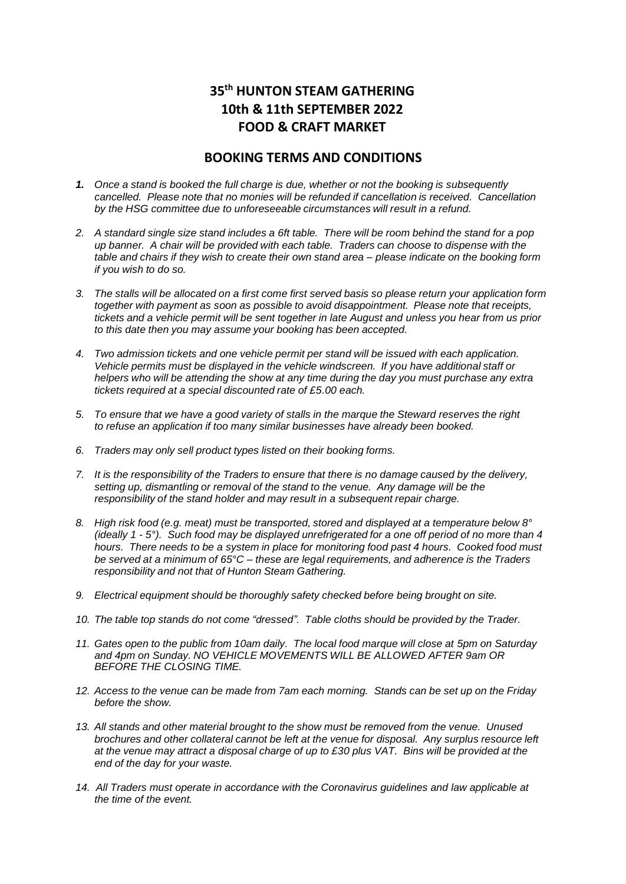# 35th HUNTON STEAM GATHERING
# 10th & 11th SEPTEMBER 2022
# FOOD & CRAFT MARKET

## BOOKING TERMS AND CONDITIONS

1. *Once a stand is booked the full charge is due, whether or not the booking is subsequently cancelled. Please note that no monies will be refunded if cancellation is received. Cancellation by the HSG committee due to unforeseeable circumstances will result in a refund.*

2. *A standard single size stand includes a 6ft table. There will be room behind the stand for a pop up banner. A chair will be provided with each table. Traders can choose to dispense with the table and chairs if they wish to create their own stand area – please indicate on the booking form if you wish to do so.*

3. *The stalls will be allocated on a first come first served basis so please return your application form together with payment as soon as possible to avoid disappointment. Please note that receipts, tickets and a vehicle permit will be sent together in late August and unless you hear from us prior to this date then you may assume your booking has been accepted.*

4. *Two admission tickets and one vehicle permit per stand will be issued with each application. Vehicle permits must be displayed in the vehicle windscreen. If you have additional staff or helpers who will be attending the show at any time during the day you must purchase any extra tickets required at a special discounted rate of £5.00 each.*

5. *To ensure that we have a good variety of stalls in the marque the Steward reserves the right to refuse an application if too many similar businesses have already been booked.*

6. *Traders may only sell product types listed on their booking forms.*

7. *It is the responsibility of the Traders to ensure that there is no damage caused by the delivery, setting up, dismantling or removal of the stand to the venue. Any damage will be the responsibility of the stand holder and may result in a subsequent repair charge.*

8. *High risk food (e.g. meat) must be transported, stored and displayed at a temperature below 8° (ideally 1 - 5°). Such food may be displayed unrefrigerated for a one off period of no more than 4 hours. There needs to be a system in place for monitoring food past 4 hours. Cooked food must be served at a minimum of 65°C – these are legal requirements, and adherence is the Traders responsibility and not that of Hunton Steam Gathering.*

9. *Electrical equipment should be thoroughly safety checked before being brought on site.*

10. *The table top stands do not come "dressed". Table cloths should be provided by the Trader.*

11. *Gates open to the public from 10am daily. The local food marque will close at 5pm on Saturday and 4pm on Sunday. NO VEHICLE MOVEMENTS WILL BE ALLOWED AFTER 9am OR BEFORE THE CLOSING TIME.*

12. *Access to the venue can be made from 7am each morning. Stands can be set up on the Friday before the show.*

13. *All stands and other material brought to the show must be removed from the venue. Unused brochures and other collateral cannot be left at the venue for disposal. Any surplus resource left at the venue may attract a disposal charge of up to £30 plus VAT. Bins will be provided at the end of the day for your waste.*

14. *All Traders must operate in accordance with the Coronavirus guidelines and law applicable at the time of the event.*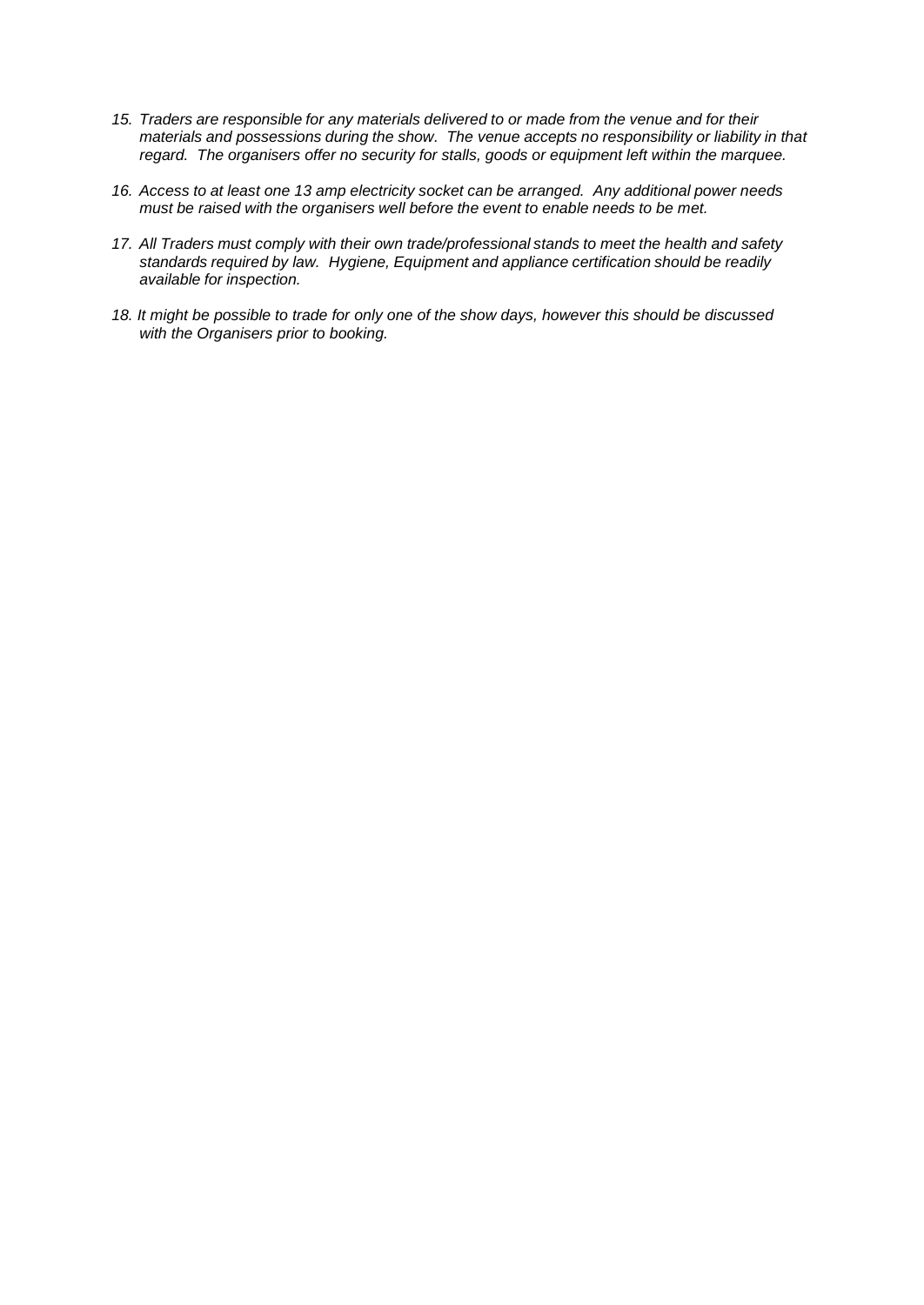15. *Traders are responsible for any materials delivered to or made from the venue and for their materials and possessions during the show. The venue accepts no responsibility or liability in that regard. The organisers offer no security for stalls, goods or equipment left within the marquee.*

16. *Access to at least one 13 amp electricity socket can be arranged. Any additional power needs must be raised with the organisers well before the event to enable needs to be met.*

17. *All Traders must comply with their own trade/professional stands to meet the health and safety standards required by law. Hygiene, Equipment and appliance certification should be readily available for inspection.*

18. *It might be possible to trade for only one of the show days, however this should be discussed with the Organisers prior to booking.*